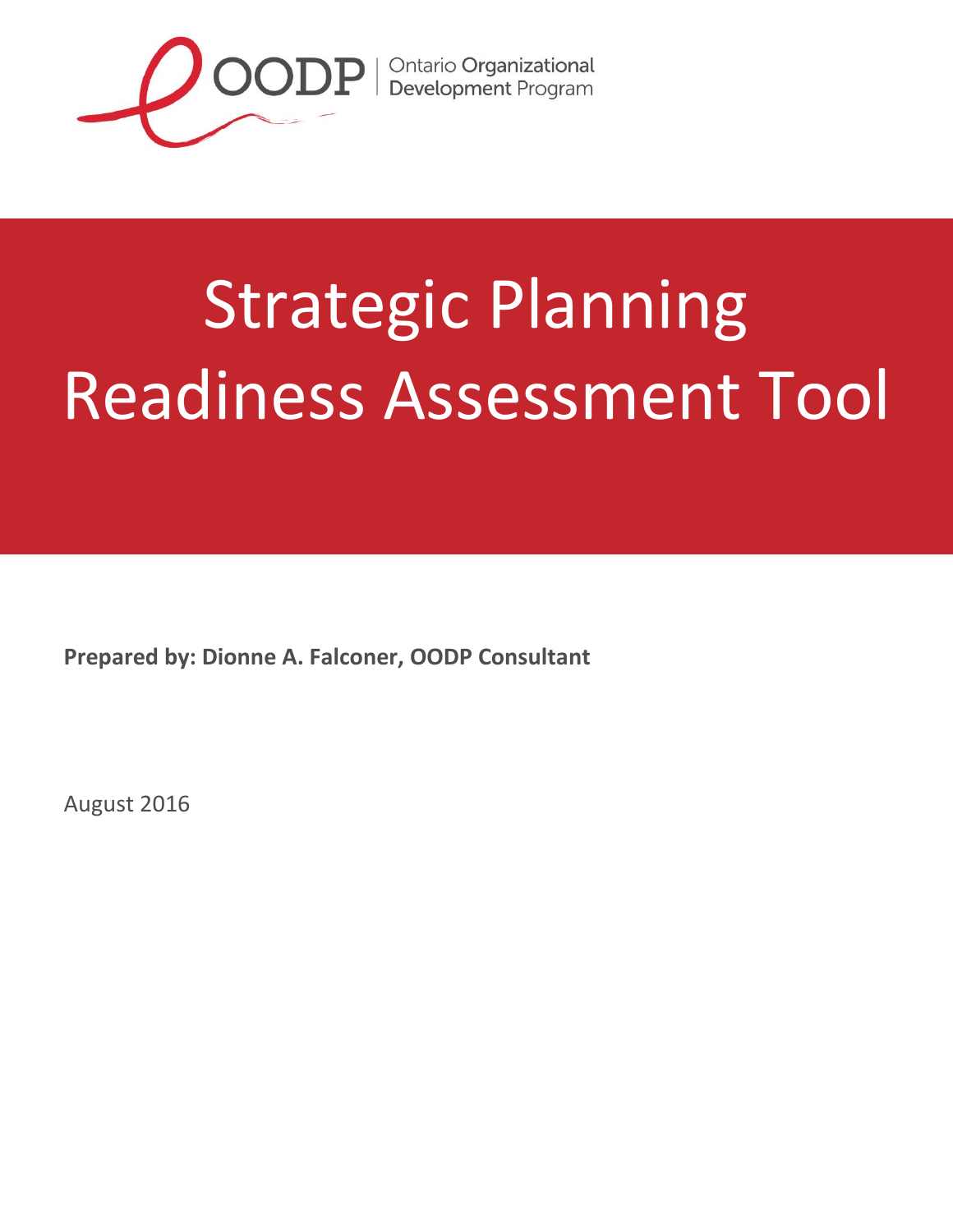OODP | Ontario Organizational Development Program

# Strategic Planning Readiness Assessment Tool

**Prepared by: Dionne A. Falconer, OODP Consultant**

August 2016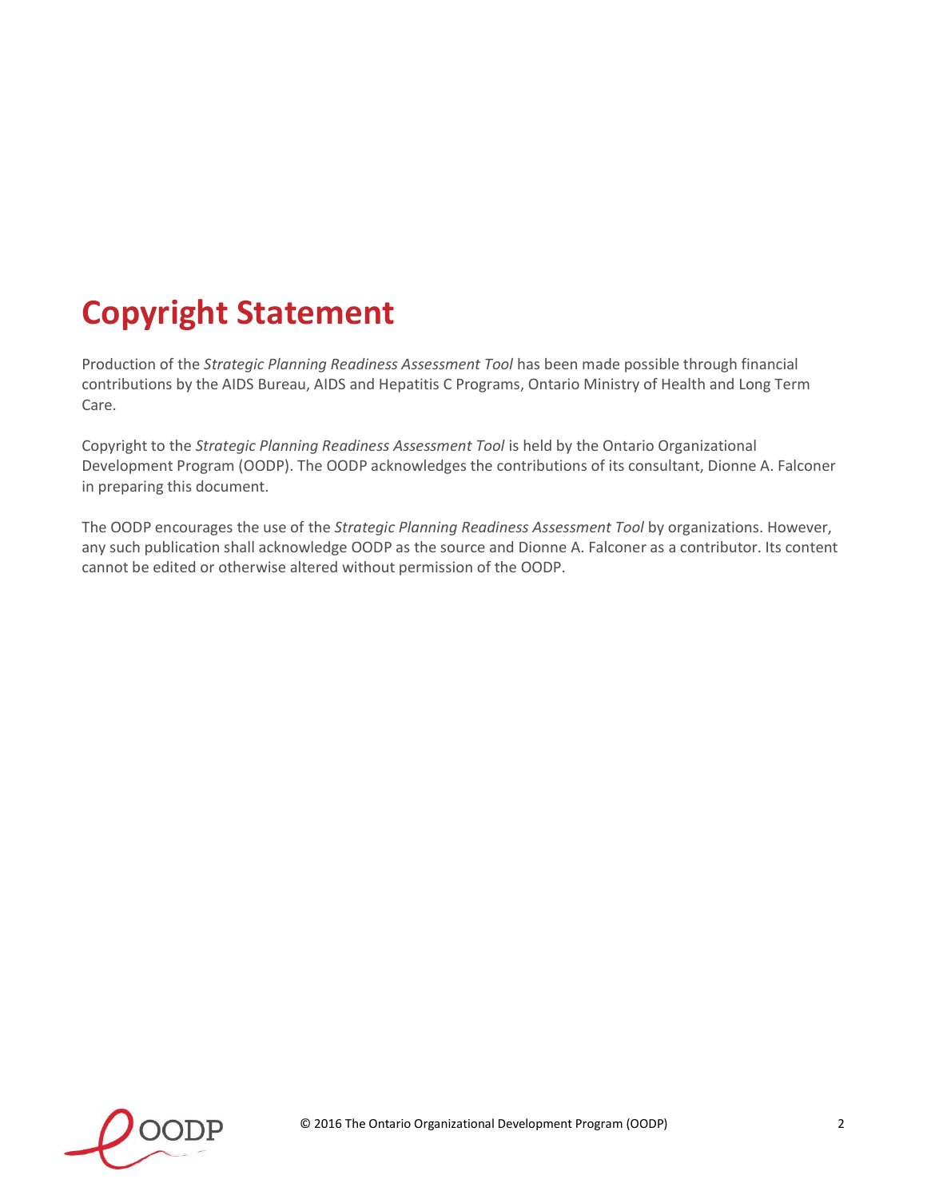# Copyright Statement

Production of the *Strategic Planning Readiness Assessment Tool* has been made possible through financial contributions by the AIDS Bureau, AIDS and Hepatitis C Programs, Ontario Ministry of Health and Long Term Care.

Copyright to the *Strategic Planning Readiness Assessment Tool* is held by the Ontario Organizational Development Program (OODP). The OODP acknowledges the contributions of its consultant, Dionne A. Falconer in preparing this document.

The OODP encourages the use of the *Strategic Planning Readiness Assessment Tool* by organizations. However, any such publication shall acknowledge OODP as the source and Dionne A. Falconer as a contributor. Its content cannot be edited or otherwise altered without permission of the OODP.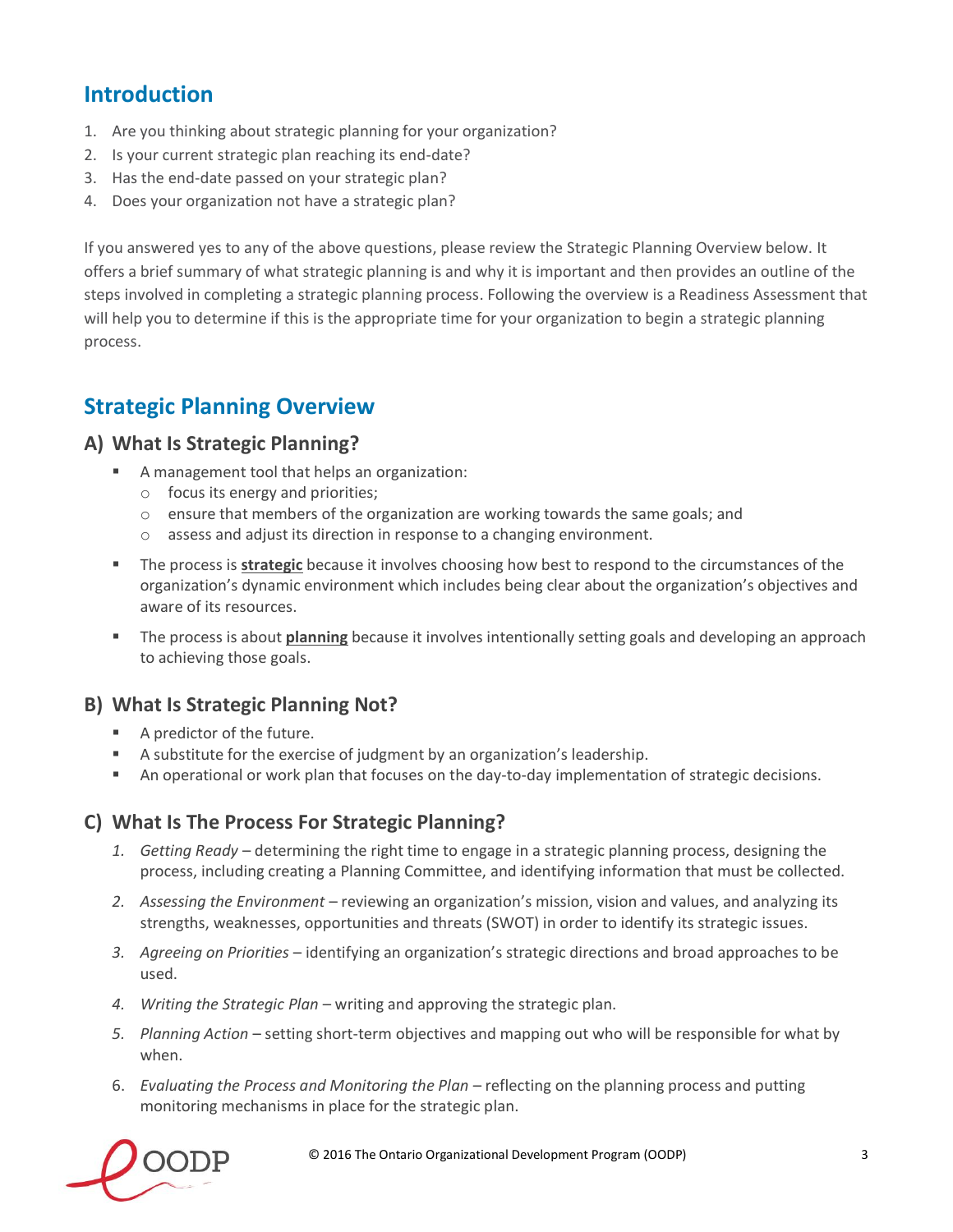## Introduction

1. Are you thinking about strategic planning for your organization?
2. Is your current strategic plan reaching its end-date?
3. Has the end-date passed on your strategic plan?
4. Does your organization not have a strategic plan?

If you answered yes to any of the above questions, please review the Strategic Planning Overview below. It offers a brief summary of what strategic planning is and why it is important and then provides an outline of the steps involved in completing a strategic planning process. Following the overview is a Readiness Assessment that will help you to determine if this is the appropriate time for your organization to begin a strategic planning process.

## Strategic Planning Overview

### A) What Is Strategic Planning?

- A management tool that helps an organization:
  - focus its energy and priorities;
  - ensure that members of the organization are working towards the same goals; and
  - assess and adjust its direction in response to a changing environment.
- The process is **strategic** because it involves choosing how best to respond to the circumstances of the organization's dynamic environment which includes being clear about the organization's objectives and aware of its resources.
- The process is about **planning** because it involves intentionally setting goals and developing an approach to achieving those goals.

### B) What Is Strategic Planning Not?

- A predictor of the future.
- A substitute for the exercise of judgment by an organization's leadership.
- An operational or work plan that focuses on the day-to-day implementation of strategic decisions.

### C) What Is The Process For Strategic Planning?

1. *Getting Ready* – determining the right time to engage in a strategic planning process, designing the process, including creating a Planning Committee, and identifying information that must be collected.
2. *Assessing the Environment* – reviewing an organization's mission, vision and values, and analyzing its strengths, weaknesses, opportunities and threats (SWOT) in order to identify its strategic issues.
3. *Agreeing on Priorities* – identifying an organization's strategic directions and broad approaches to be used.
4. *Writing the Strategic Plan* – writing and approving the strategic plan.
5. *Planning Action* – setting short-term objectives and mapping out who will be responsible for what by when.
6. *Evaluating the Process and Monitoring the Plan* – reflecting on the planning process and putting monitoring mechanisms in place for the strategic plan.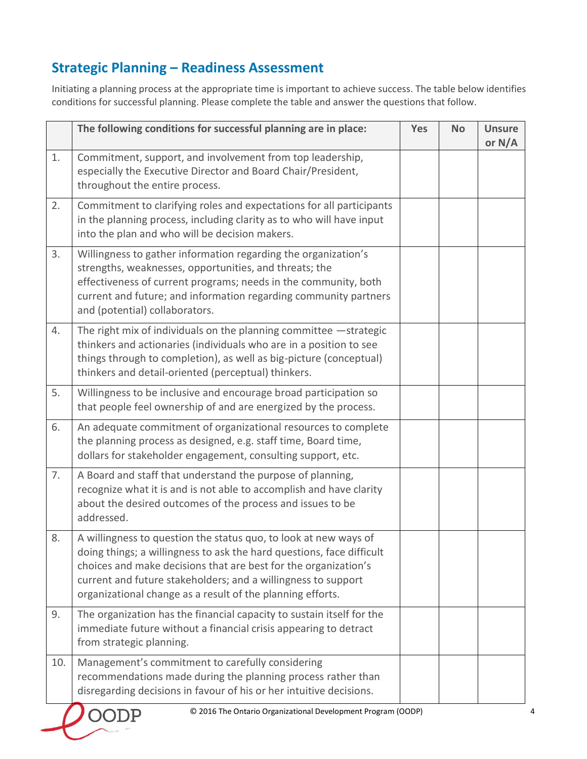## Strategic Planning – Readiness Assessment

Initiating a planning process at the appropriate time is important to achieve success. The table below identifies conditions for successful planning. Please complete the table and answer the questions that follow.

| | The following conditions for successful planning are in place: | Yes | No | Unsure or N/A |
|---|---|---|---|---|
| 1. | Commitment, support, and involvement from top leadership, especially the Executive Director and Board Chair/President, throughout the entire process. | | | |
| 2. | Commitment to clarifying roles and expectations for all participants in the planning process, including clarity as to who will have input into the plan and who will be decision makers. | | | |
| 3. | Willingness to gather information regarding the organization's strengths, weaknesses, opportunities, and threats; the effectiveness of current programs; needs in the community, both current and future; and information regarding community partners and (potential) collaborators. | | | |
| 4. | The right mix of individuals on the planning committee —strategic thinkers and actionaries (individuals who are in a position to see things through to completion), as well as big-picture (conceptual) thinkers and detail-oriented (perceptual) thinkers. | | | |
| 5. | Willingness to be inclusive and encourage broad participation so that people feel ownership of and are energized by the process. | | | |
| 6. | An adequate commitment of organizational resources to complete the planning process as designed, e.g. staff time, Board time, dollars for stakeholder engagement, consulting support, etc. | | | |
| 7. | A Board and staff that understand the purpose of planning, recognize what it is and is not able to accomplish and have clarity about the desired outcomes of the process and issues to be addressed. | | | |
| 8. | A willingness to question the status quo, to look at new ways of doing things; a willingness to ask the hard questions, face difficult choices and make decisions that are best for the organization's current and future stakeholders; and a willingness to support organizational change as a result of the planning efforts. | | | |
| 9. | The organization has the financial capacity to sustain itself for the immediate future without a financial crisis appearing to detract from strategic planning. | | | |
| 10. | Management's commitment to carefully considering recommendations made during the planning process rather than disregarding decisions in favour of his or her intuitive decisions. | | | |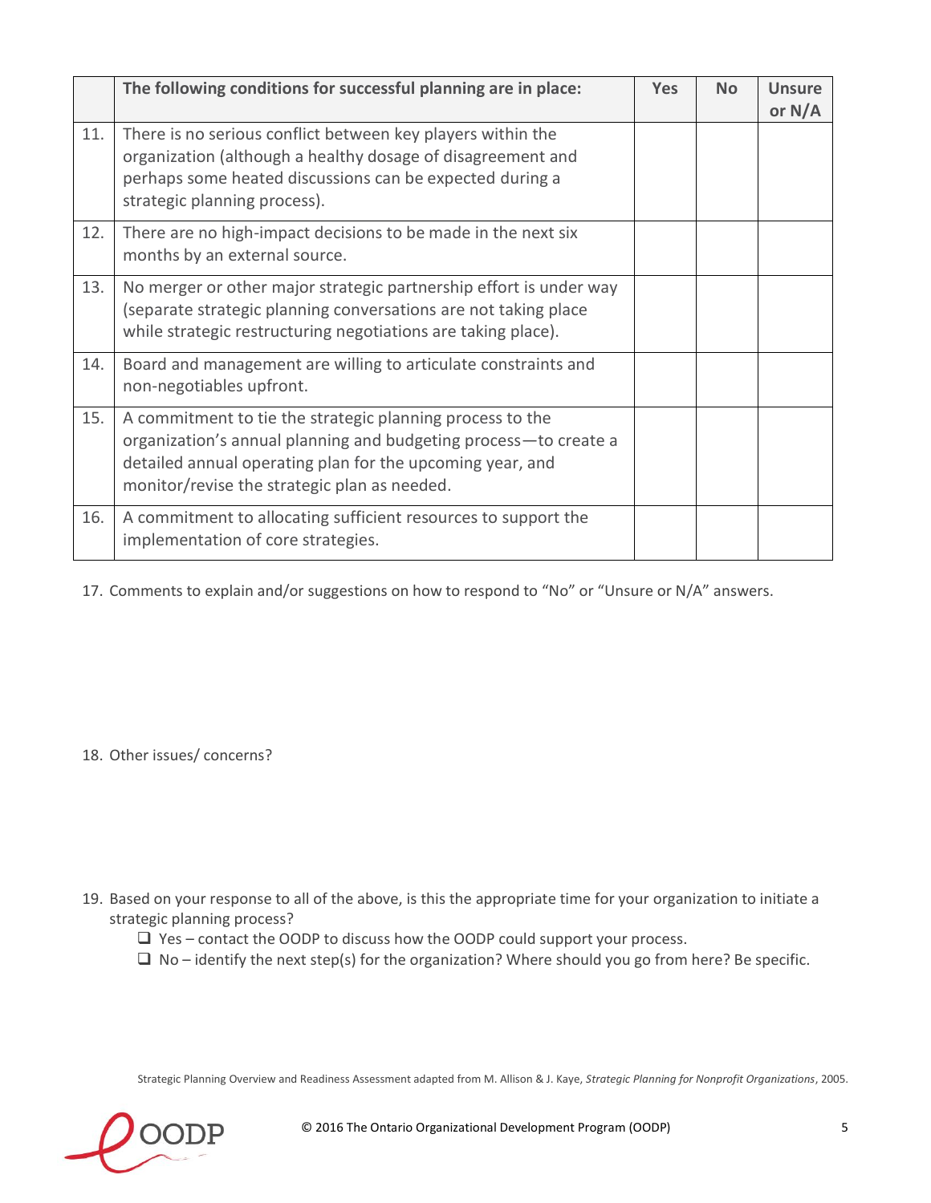| | The following conditions for successful planning are in place: | Yes | No | Unsure or N/A |
|---|---|---|---|---|
| 11. | There is no serious conflict between key players within the organization (although a healthy dosage of disagreement and perhaps some heated discussions can be expected during a strategic planning process). | | | |
| 12. | There are no high-impact decisions to be made in the next six months by an external source. | | | |
| 13. | No merger or other major strategic partnership effort is under way (separate strategic planning conversations are not taking place while strategic restructuring negotiations are taking place). | | | |
| 14. | Board and management are willing to articulate constraints and non-negotiables upfront. | | | |
| 15. | A commitment to tie the strategic planning process to the organization's annual planning and budgeting process—to create a detailed annual operating plan for the upcoming year, and monitor/revise the strategic plan as needed. | | | |
| 16. | A commitment to allocating sufficient resources to support the implementation of core strategies. | | | |

17. Comments to explain and/or suggestions on how to respond to "No" or "Unsure or N/A" answers.

18. Other issues/ concerns?

19. Based on your response to all of the above, is this the appropriate time for your organization to initiate a strategic planning process?
    - ❑ Yes – contact the OODP to discuss how the OODP could support your process.
    - ❑ No – identify the next step(s) for the organization? Where should you go from here? Be specific.

Strategic Planning Overview and Readiness Assessment adapted from M. Allison & J. Kaye, *Strategic Planning for Nonprofit Organizations*, 2005.

© 2016 The Ontario Organizational Development Program (OODP)